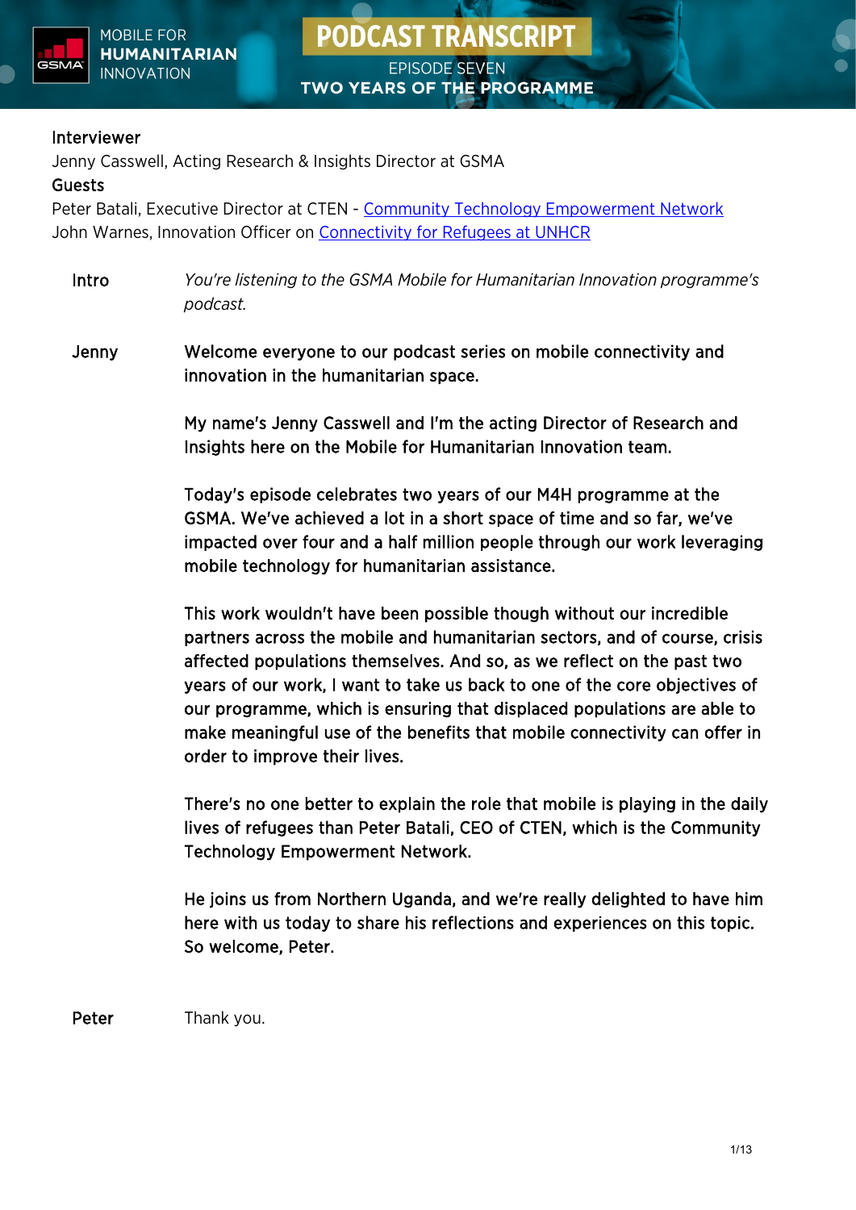# PODCAST TRANSCRIPT

## EPISODE SEVEN
## TWO YEARS OF THE PROGRAMME

MOBILE FOR HUMANITARIAN INNOVATION

**Interviewer**

Jenny Casswell, Acting Research & Insights Director at GSMA

**Guests**

Peter Batali, Executive Director at CTEN - Community Technology Empowerment Network

John Warnes, Innovation Officer on Connectivity for Refugees at UNHCR

| | |
|---|---|
| Intro | *You're listening to the GSMA Mobile for Humanitarian Innovation programme's podcast.* |
| Jenny | Welcome everyone to our podcast series on mobile connectivity and innovation in the humanitarian space.<br><br>My name's Jenny Casswell and I'm the acting Director of Research and Insights here on the Mobile for Humanitarian Innovation team.<br><br>Today's episode celebrates two years of our M4H programme at the GSMA. We've achieved a lot in a short space of time and so far, we've impacted over four and a half million people through our work leveraging mobile technology for humanitarian assistance.<br><br>This work wouldn't have been possible though without our incredible partners across the mobile and humanitarian sectors, and of course, crisis affected populations themselves. And so, as we reflect on the past two years of our work, I want to take us back to one of the core objectives of our programme, which is ensuring that displaced populations are able to make meaningful use of the benefits that mobile connectivity can offer in order to improve their lives.<br><br>There's no one better to explain the role that mobile is playing in the daily lives of refugees than Peter Batali, CEO of CTEN, which is the Community Technology Empowerment Network.<br><br>He joins us from Northern Uganda, and we're really delighted to have him here with us today to share his reflections and experiences on this topic. So welcome, Peter. |
| Peter | Thank you. |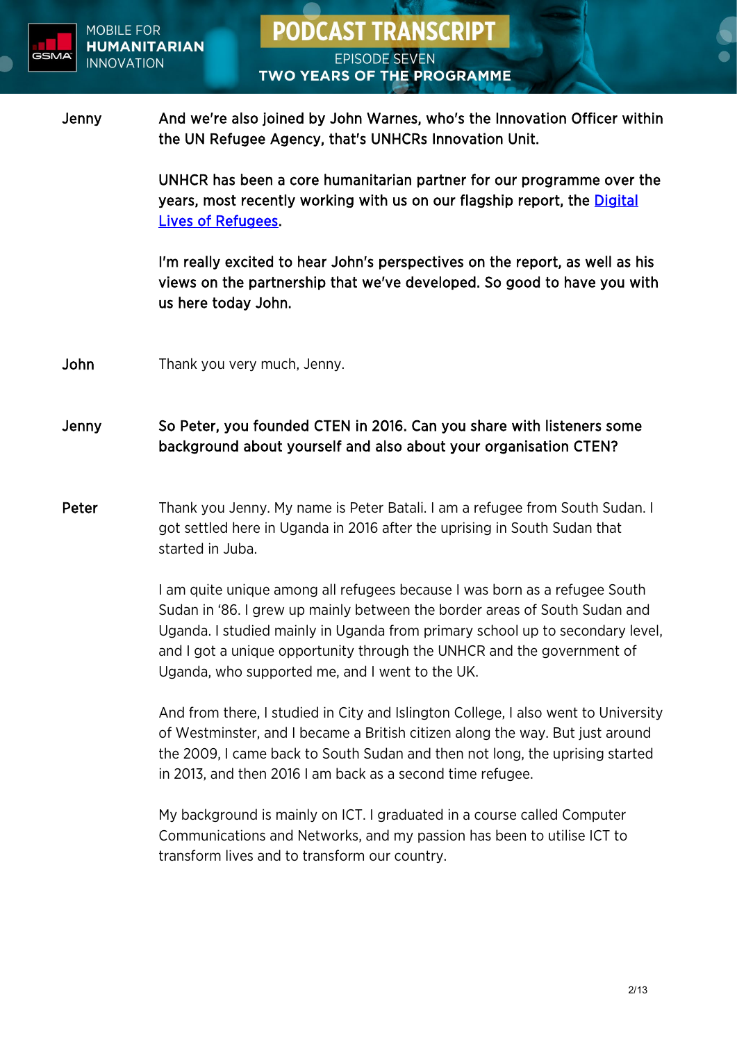**Jenny** And we're also joined by John Warnes, who's the Innovation Officer within the UN Refugee Agency, that's UNHCRs Innovation Unit.

UNHCR has been a core humanitarian partner for our programme over the years, most recently working with us on our flagship report, the [Digital Lives of Refugees](#).

I'm really excited to hear John's perspectives on the report, as well as his views on the partnership that we've developed. So good to have you with us here today John.

**John** Thank you very much, Jenny.

**Jenny** So Peter, you founded CTEN in 2016. Can you share with listeners some background about yourself and also about your organisation CTEN?

**Peter** Thank you Jenny. My name is Peter Batali. I am a refugee from South Sudan. I got settled here in Uganda in 2016 after the uprising in South Sudan that started in Juba.

I am quite unique among all refugees because I was born as a refugee South Sudan in '86. I grew up mainly between the border areas of South Sudan and Uganda. I studied mainly in Uganda from primary school up to secondary level, and I got a unique opportunity through the UNHCR and the government of Uganda, who supported me, and I went to the UK.

And from there, I studied in City and Islington College, I also went to University of Westminster, and I became a British citizen along the way. But just around the 2009, I came back to South Sudan and then not long, the uprising started in 2013, and then 2016 I am back as a second time refugee.

My background is mainly on ICT. I graduated in a course called Computer Communications and Networks, and my passion has been to utilise ICT to transform lives and to transform our country.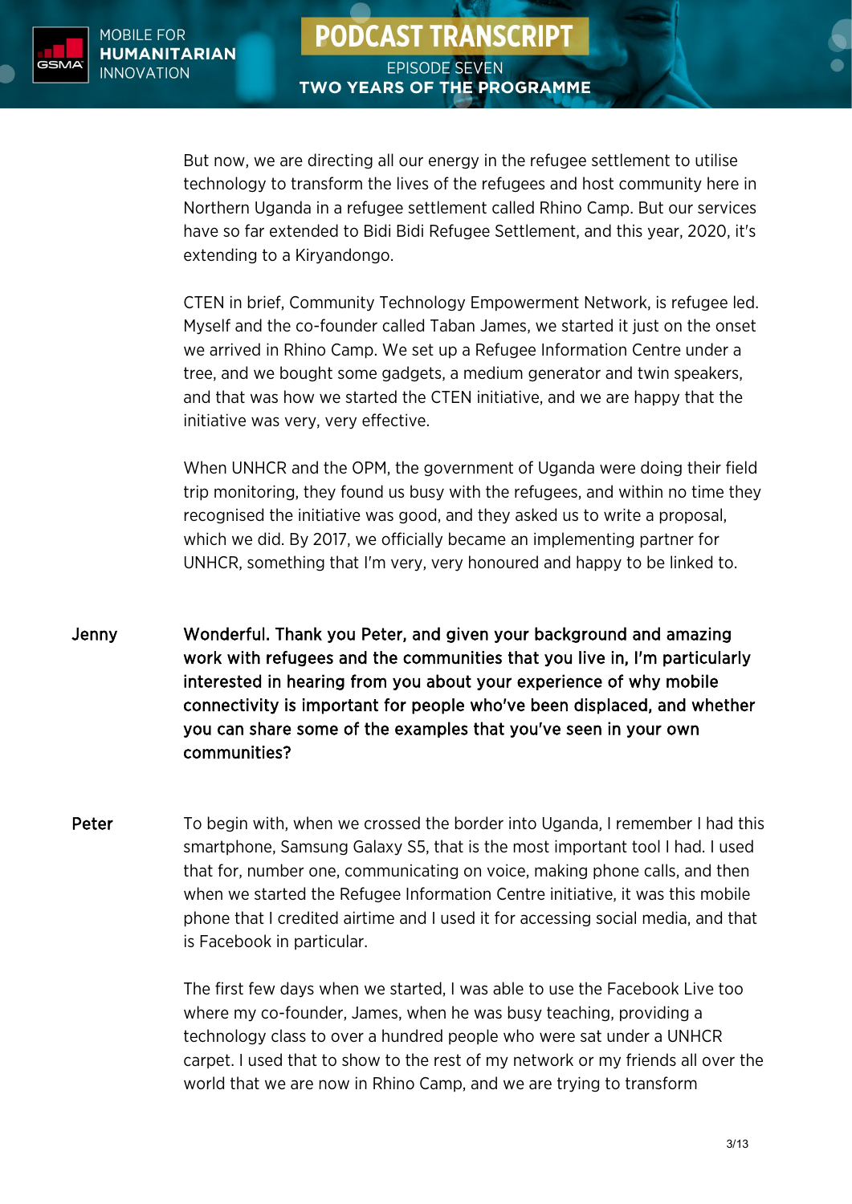But now, we are directing all our energy in the refugee settlement to utilise technology to transform the lives of the refugees and host community here in Northern Uganda in a refugee settlement called Rhino Camp. But our services have so far extended to Bidi Bidi Refugee Settlement, and this year, 2020, it's extending to a Kiryandongo.

CTEN in brief, Community Technology Empowerment Network, is refugee led. Myself and the co-founder called Taban James, we started it just on the onset we arrived in Rhino Camp. We set up a Refugee Information Centre under a tree, and we bought some gadgets, a medium generator and twin speakers, and that was how we started the CTEN initiative, and we are happy that the initiative was very, very effective.

When UNHCR and the OPM, the government of Uganda were doing their field trip monitoring, they found us busy with the refugees, and within no time they recognised the initiative was good, and they asked us to write a proposal, which we did. By 2017, we officially became an implementing partner for UNHCR, something that I'm very, very honoured and happy to be linked to.

**Jenny** **Wonderful. Thank you Peter, and given your background and amazing work with refugees and the communities that you live in, I'm particularly interested in hearing from you about your experience of why mobile connectivity is important for people who've been displaced, and whether you can share some of the examples that you've seen in your own communities?**

**Peter** To begin with, when we crossed the border into Uganda, I remember I had this smartphone, Samsung Galaxy S5, that is the most important tool I had. I used that for, number one, communicating on voice, making phone calls, and then when we started the Refugee Information Centre initiative, it was this mobile phone that I credited airtime and I used it for accessing social media, and that is Facebook in particular.

The first few days when we started, I was able to use the Facebook Live too where my co-founder, James, when he was busy teaching, providing a technology class to over a hundred people who were sat under a UNHCR carpet. I used that to show to the rest of my network or my friends all over the world that we are now in Rhino Camp, and we are trying to transform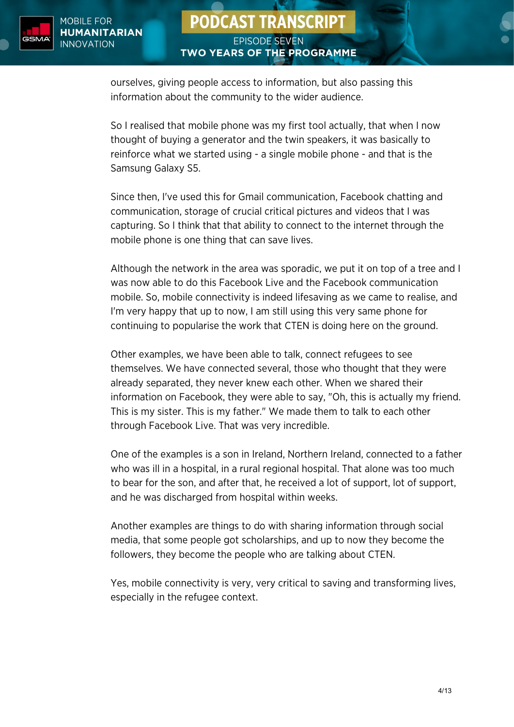ourselves, giving people access to information, but also passing this information about the community to the wider audience.

So I realised that mobile phone was my first tool actually, that when I now thought of buying a generator and the twin speakers, it was basically to reinforce what we started using - a single mobile phone - and that is the Samsung Galaxy S5.

Since then, I've used this for Gmail communication, Facebook chatting and communication, storage of crucial critical pictures and videos that I was capturing. So I think that that ability to connect to the internet through the mobile phone is one thing that can save lives.

Although the network in the area was sporadic, we put it on top of a tree and I was now able to do this Facebook Live and the Facebook communication mobile. So, mobile connectivity is indeed lifesaving as we came to realise, and I'm very happy that up to now, I am still using this very same phone for continuing to popularise the work that CTEN is doing here on the ground.

Other examples, we have been able to talk, connect refugees to see themselves. We have connected several, those who thought that they were already separated, they never knew each other. When we shared their information on Facebook, they were able to say, "Oh, this is actually my friend. This is my sister. This is my father." We made them to talk to each other through Facebook Live. That was very incredible.

One of the examples is a son in Ireland, Northern Ireland, connected to a father who was ill in a hospital, in a rural regional hospital. That alone was too much to bear for the son, and after that, he received a lot of support, lot of support, and he was discharged from hospital within weeks.

Another examples are things to do with sharing information through social media, that some people got scholarships, and up to now they become the followers, they become the people who are talking about CTEN.

Yes, mobile connectivity is very, very critical to saving and transforming lives, especially in the refugee context.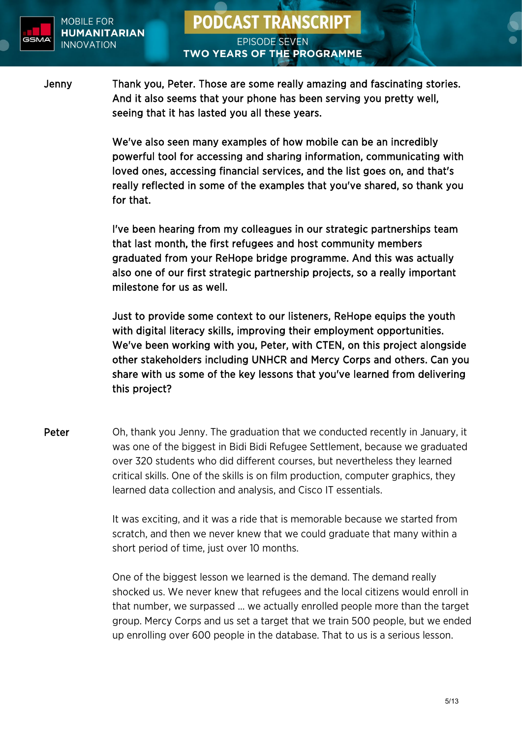**Jenny**

Thank you, Peter. Those are some really amazing and fascinating stories. And it also seems that your phone has been serving you pretty well, seeing that it has lasted you all these years.

We've also seen many examples of how mobile can be an incredibly powerful tool for accessing and sharing information, communicating with loved ones, accessing financial services, and the list goes on, and that's really reflected in some of the examples that you've shared, so thank you for that.

I've been hearing from my colleagues in our strategic partnerships team that last month, the first refugees and host community members graduated from your ReHope bridge programme. And this was actually also one of our first strategic partnership projects, so a really important milestone for us as well.

Just to provide some context to our listeners, ReHope equips the youth with digital literacy skills, improving their employment opportunities. We've been working with you, Peter, with CTEN, on this project alongside other stakeholders including UNHCR and Mercy Corps and others. Can you share with us some of the key lessons that you've learned from delivering this project?

**Peter**

Oh, thank you Jenny. The graduation that we conducted recently in January, it was one of the biggest in Bidi Bidi Refugee Settlement, because we graduated over 320 students who did different courses, but nevertheless they learned critical skills. One of the skills is on film production, computer graphics, they learned data collection and analysis, and Cisco IT essentials.

It was exciting, and it was a ride that is memorable because we started from scratch, and then we never knew that we could graduate that many within a short period of time, just over 10 months.

One of the biggest lesson we learned is the demand. The demand really shocked us. We never knew that refugees and the local citizens would enroll in that number, we surpassed ... we actually enrolled people more than the target group. Mercy Corps and us set a target that we train 500 people, but we ended up enrolling over 600 people in the database. That to us is a serious lesson.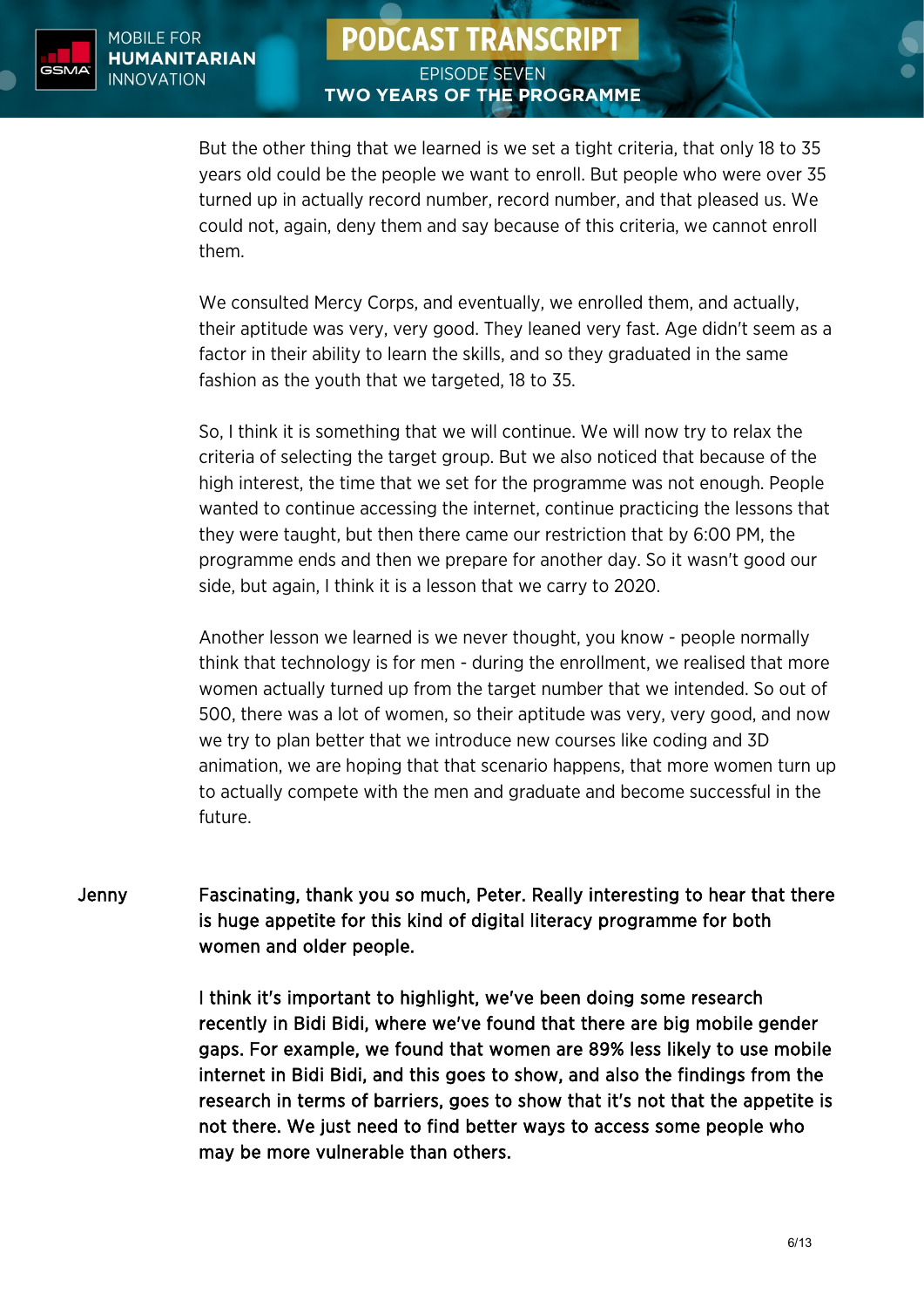But the other thing that we learned is we set a tight criteria, that only 18 to 35 years old could be the people we want to enroll. But people who were over 35 turned up in actually record number, record number, and that pleased us. We could not, again, deny them and say because of this criteria, we cannot enroll them.

We consulted Mercy Corps, and eventually, we enrolled them, and actually, their aptitude was very, very good. They leaned very fast. Age didn't seem as a factor in their ability to learn the skills, and so they graduated in the same fashion as the youth that we targeted, 18 to 35.

So, I think it is something that we will continue. We will now try to relax the criteria of selecting the target group. But we also noticed that because of the high interest, the time that we set for the programme was not enough. People wanted to continue accessing the internet, continue practicing the lessons that they were taught, but then there came our restriction that by 6:00 PM, the programme ends and then we prepare for another day. So it wasn't good our side, but again, I think it is a lesson that we carry to 2020.

Another lesson we learned is we never thought, you know - people normally think that technology is for men - during the enrollment, we realised that more women actually turned up from the target number that we intended. So out of 500, there was a lot of women, so their aptitude was very, very good, and now we try to plan better that we introduce new courses like coding and 3D animation, we are hoping that that scenario happens, that more women turn up to actually compete with the men and graduate and become successful in the future.

**Jenny** **Fascinating, thank you so much, Peter. Really interesting to hear that there is huge appetite for this kind of digital literacy programme for both women and older people.**

**I think it's important to highlight, we've been doing some research recently in Bidi Bidi, where we've found that there are big mobile gender gaps. For example, we found that women are 89% less likely to use mobile internet in Bidi Bidi, and this goes to show, and also the findings from the research in terms of barriers, goes to show that it's not that the appetite is not there. We just need to find better ways to access some people who may be more vulnerable than others.**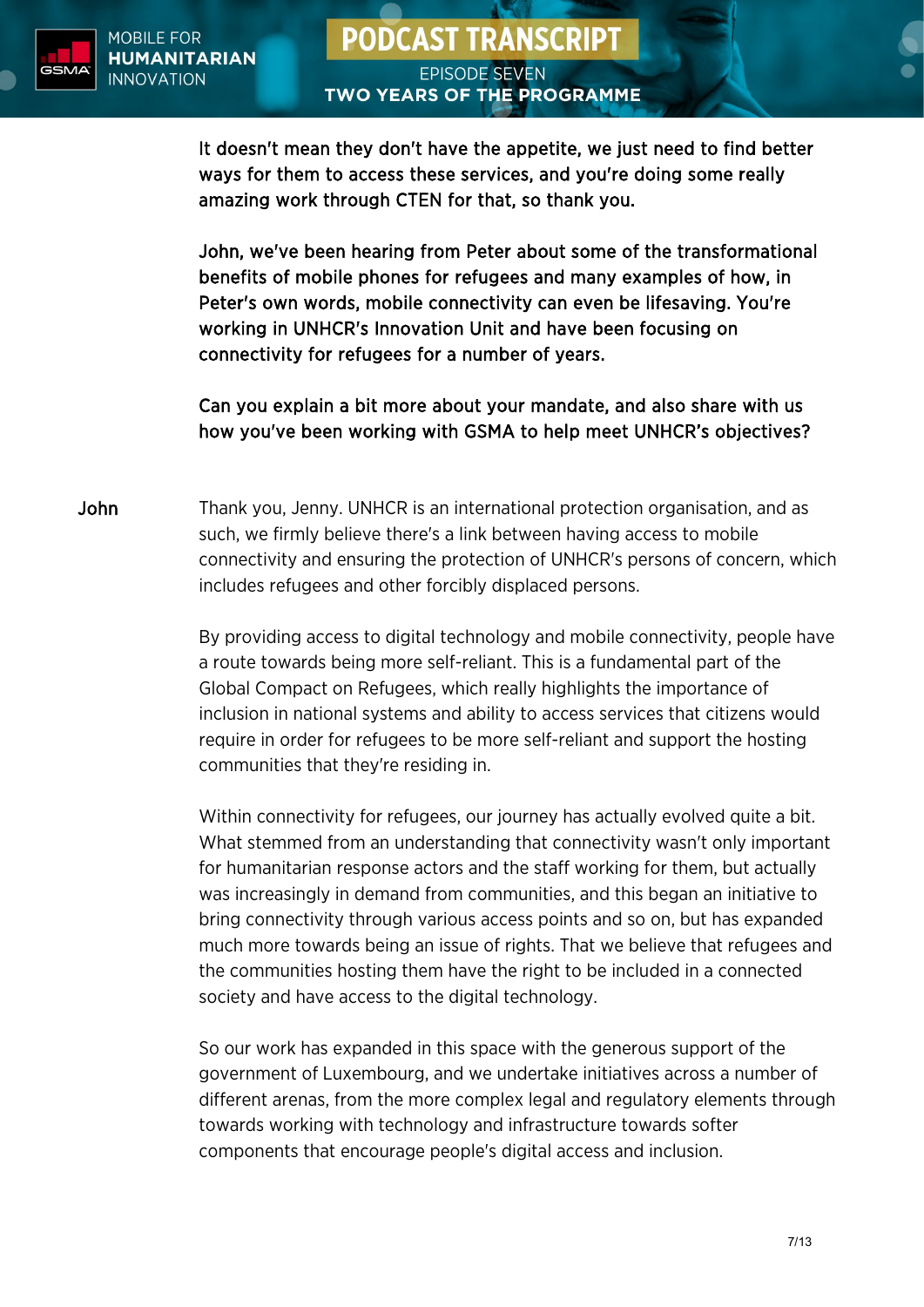**It doesn't mean they don't have the appetite, we just need to find better ways for them to access these services, and you're doing some really amazing work through CTEN for that, so thank you.**

**John, we've been hearing from Peter about some of the transformational benefits of mobile phones for refugees and many examples of how, in Peter's own words, mobile connectivity can even be lifesaving. You're working in UNHCR's Innovation Unit and have been focusing on connectivity for refugees for a number of years.**

**Can you explain a bit more about your mandate, and also share with us how you've been working with GSMA to help meet UNHCR's objectives?**

**John** Thank you, Jenny. UNHCR is an international protection organisation, and as such, we firmly believe there's a link between having access to mobile connectivity and ensuring the protection of UNHCR's persons of concern, which includes refugees and other forcibly displaced persons.

By providing access to digital technology and mobile connectivity, people have a route towards being more self-reliant. This is a fundamental part of the Global Compact on Refugees, which really highlights the importance of inclusion in national systems and ability to access services that citizens would require in order for refugees to be more self-reliant and support the hosting communities that they're residing in.

Within connectivity for refugees, our journey has actually evolved quite a bit. What stemmed from an understanding that connectivity wasn't only important for humanitarian response actors and the staff working for them, but actually was increasingly in demand from communities, and this began an initiative to bring connectivity through various access points and so on, but has expanded much more towards being an issue of rights. That we believe that refugees and the communities hosting them have the right to be included in a connected society and have access to the digital technology.

So our work has expanded in this space with the generous support of the government of Luxembourg, and we undertake initiatives across a number of different arenas, from the more complex legal and regulatory elements through towards working with technology and infrastructure towards softer components that encourage people's digital access and inclusion.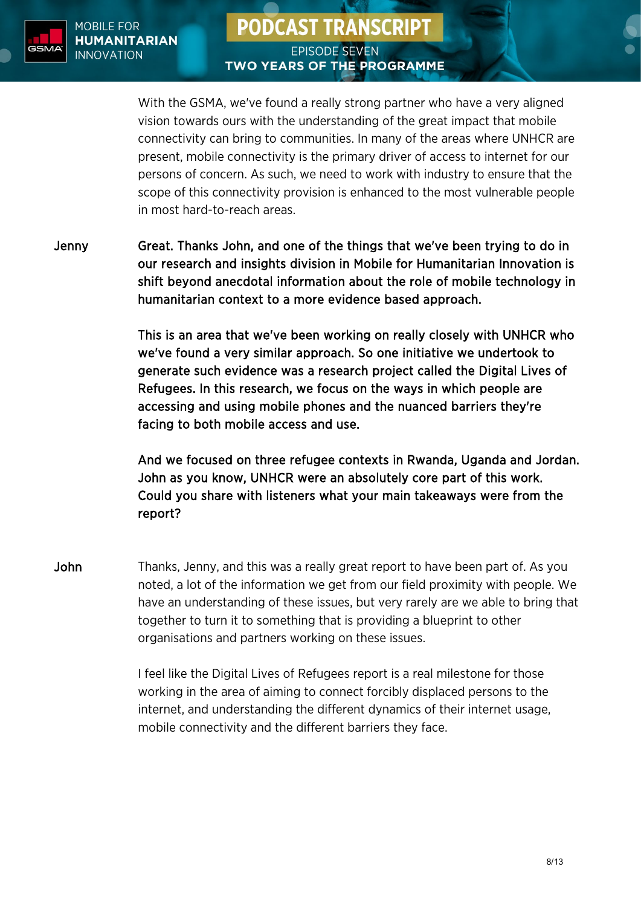With the GSMA, we've found a really strong partner who have a very aligned vision towards ours with the understanding of the great impact that mobile connectivity can bring to communities. In many of the areas where UNHCR are present, mobile connectivity is the primary driver of access to internet for our persons of concern. As such, we need to work with industry to ensure that the scope of this connectivity provision is enhanced to the most vulnerable people in most hard-to-reach areas.

**Jenny** **Great. Thanks John, and one of the things that we've been trying to do in our research and insights division in Mobile for Humanitarian Innovation is shift beyond anecdotal information about the role of mobile technology in humanitarian context to a more evidence based approach.**

**This is an area that we've been working on really closely with UNHCR who we've found a very similar approach. So one initiative we undertook to generate such evidence was a research project called the Digital Lives of Refugees. In this research, we focus on the ways in which people are accessing and using mobile phones and the nuanced barriers they're facing to both mobile access and use.**

**And we focused on three refugee contexts in Rwanda, Uganda and Jordan. John as you know, UNHCR were an absolutely core part of this work. Could you share with listeners what your main takeaways were from the report?**

**John** Thanks, Jenny, and this was a really great report to have been part of. As you noted, a lot of the information we get from our field proximity with people. We have an understanding of these issues, but very rarely are we able to bring that together to turn it to something that is providing a blueprint to other organisations and partners working on these issues.

I feel like the Digital Lives of Refugees report is a real milestone for those working in the area of aiming to connect forcibly displaced persons to the internet, and understanding the different dynamics of their internet usage, mobile connectivity and the different barriers they face.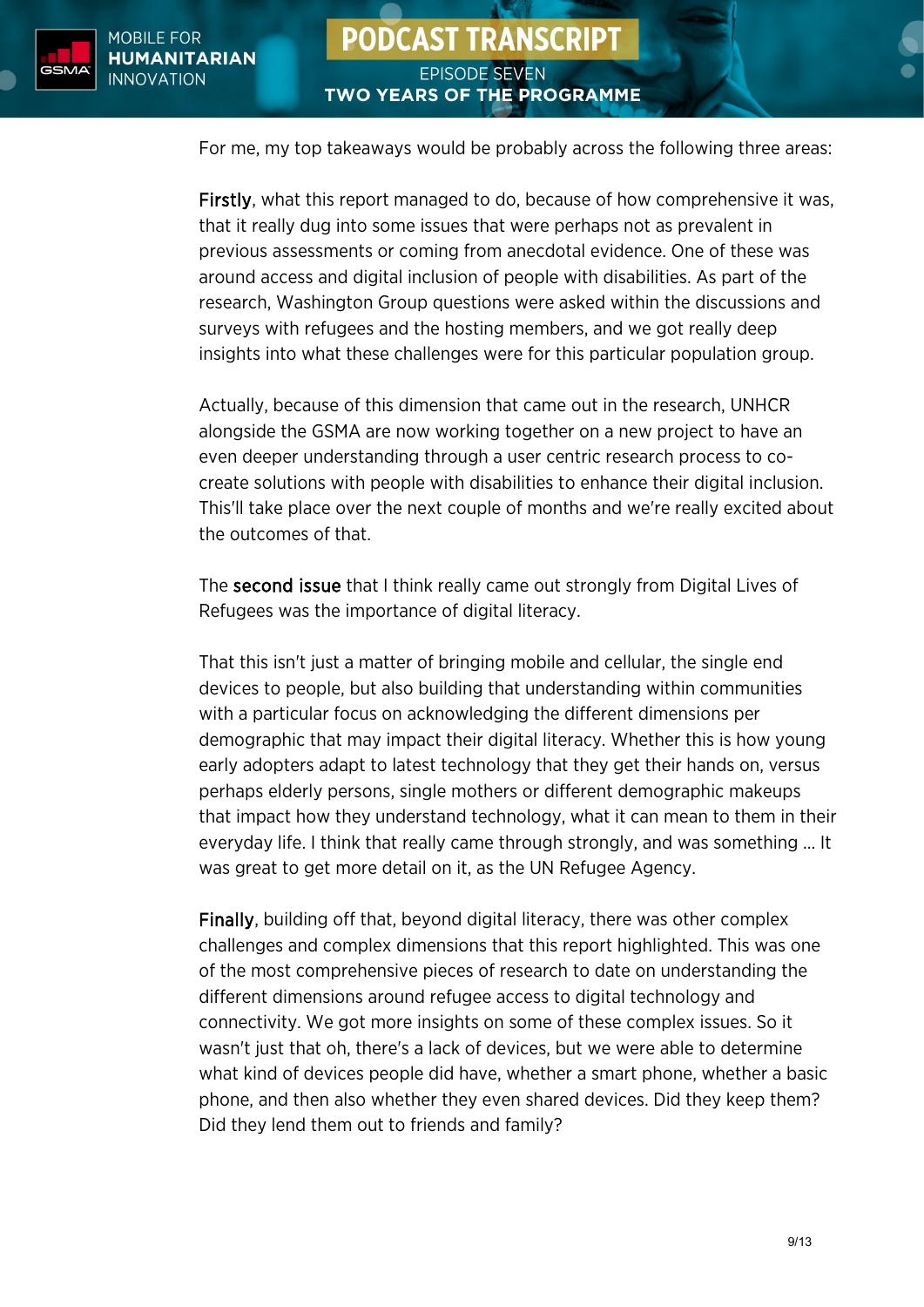For me, my top takeaways would be probably across the following three areas:

**Firstly**, what this report managed to do, because of how comprehensive it was, that it really dug into some issues that were perhaps not as prevalent in previous assessments or coming from anecdotal evidence. One of these was around access and digital inclusion of people with disabilities. As part of the research, Washington Group questions were asked within the discussions and surveys with refugees and the hosting members, and we got really deep insights into what these challenges were for this particular population group.

Actually, because of this dimension that came out in the research, UNHCR alongside the GSMA are now working together on a new project to have an even deeper understanding through a user centric research process to co-create solutions with people with disabilities to enhance their digital inclusion. This'll take place over the next couple of months and we're really excited about the outcomes of that.

The **second issue** that I think really came out strongly from Digital Lives of Refugees was the importance of digital literacy.

That this isn't just a matter of bringing mobile and cellular, the single end devices to people, but also building that understanding within communities with a particular focus on acknowledging the different dimensions per demographic that may impact their digital literacy. Whether this is how young early adopters adapt to latest technology that they get their hands on, versus perhaps elderly persons, single mothers or different demographic makeups that impact how they understand technology, what it can mean to them in their everyday life. I think that really came through strongly, and was something … It was great to get more detail on it, as the UN Refugee Agency.

**Finally**, building off that, beyond digital literacy, there was other complex challenges and complex dimensions that this report highlighted. This was one of the most comprehensive pieces of research to date on understanding the different dimensions around refugee access to digital technology and connectivity. We got more insights on some of these complex issues. So it wasn't just that oh, there's a lack of devices, but we were able to determine what kind of devices people did have, whether a smart phone, whether a basic phone, and then also whether they even shared devices. Did they keep them? Did they lend them out to friends and family?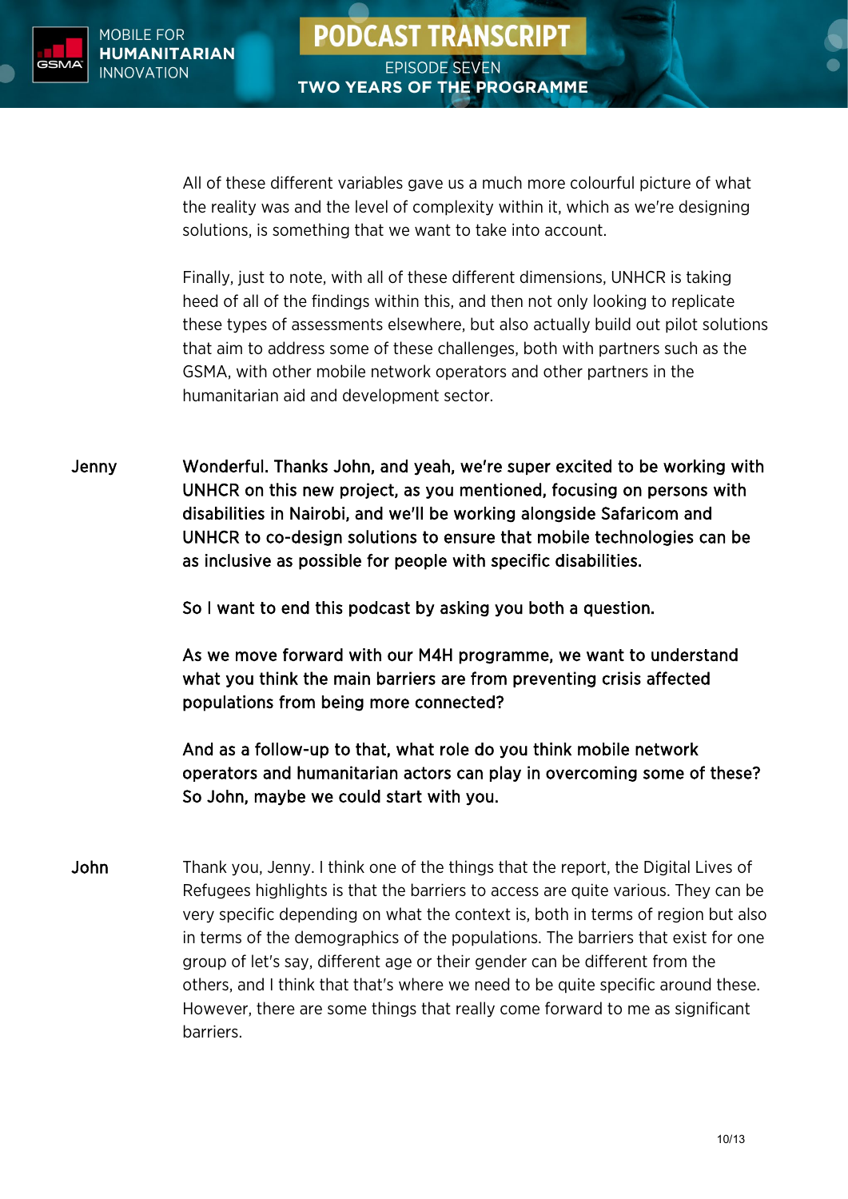All of these different variables gave us a much more colourful picture of what the reality was and the level of complexity within it, which as we're designing solutions, is something that we want to take into account.

Finally, just to note, with all of these different dimensions, UNHCR is taking heed of all of the findings within this, and then not only looking to replicate these types of assessments elsewhere, but also actually build out pilot solutions that aim to address some of these challenges, both with partners such as the GSMA, with other mobile network operators and other partners in the humanitarian aid and development sector.

**Jenny** **Wonderful. Thanks John, and yeah, we're super excited to be working with UNHCR on this new project, as you mentioned, focusing on persons with disabilities in Nairobi, and we'll be working alongside Safaricom and UNHCR to co-design solutions to ensure that mobile technologies can be as inclusive as possible for people with specific disabilities.**

**So I want to end this podcast by asking you both a question.**

**As we move forward with our M4H programme, we want to understand what you think the main barriers are from preventing crisis affected populations from being more connected?**

**And as a follow-up to that, what role do you think mobile network operators and humanitarian actors can play in overcoming some of these? So John, maybe we could start with you.**

**John** Thank you, Jenny. I think one of the things that the report, the Digital Lives of Refugees highlights is that the barriers to access are quite various. They can be very specific depending on what the context is, both in terms of region but also in terms of the demographics of the populations. The barriers that exist for one group of let's say, different age or their gender can be different from the others, and I think that that's where we need to be quite specific around these. However, there are some things that really come forward to me as significant barriers.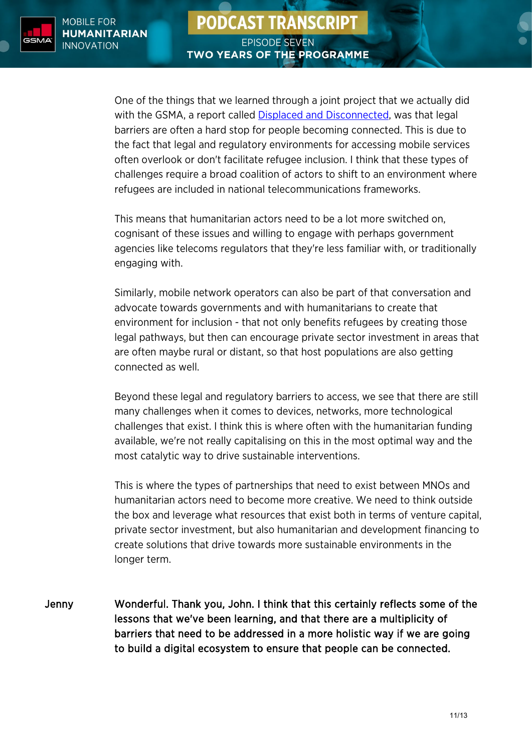One of the things that we learned through a joint project that we actually did with the GSMA, a report called [Displaced and Disconnected](), was that legal barriers are often a hard stop for people becoming connected. This is due to the fact that legal and regulatory environments for accessing mobile services often overlook or don't facilitate refugee inclusion. I think that these types of challenges require a broad coalition of actors to shift to an environment where refugees are included in national telecommunications frameworks.

This means that humanitarian actors need to be a lot more switched on, cognisant of these issues and willing to engage with perhaps government agencies like telecoms regulators that they're less familiar with, or traditionally engaging with.

Similarly, mobile network operators can also be part of that conversation and advocate towards governments and with humanitarians to create that environment for inclusion - that not only benefits refugees by creating those legal pathways, but then can encourage private sector investment in areas that are often maybe rural or distant, so that host populations are also getting connected as well.

Beyond these legal and regulatory barriers to access, we see that there are still many challenges when it comes to devices, networks, more technological challenges that exist. I think this is where often with the humanitarian funding available, we're not really capitalising on this in the most optimal way and the most catalytic way to drive sustainable interventions.

This is where the types of partnerships that need to exist between MNOs and humanitarian actors need to become more creative. We need to think outside the box and leverage what resources that exist both in terms of venture capital, private sector investment, but also humanitarian and development financing to create solutions that drive towards more sustainable environments in the longer term.

Jenny **Wonderful. Thank you, John. I think that this certainly reflects some of the lessons that we've been learning, and that there are a multiplicity of barriers that need to be addressed in a more holistic way if we are going to build a digital ecosystem to ensure that people can be connected.**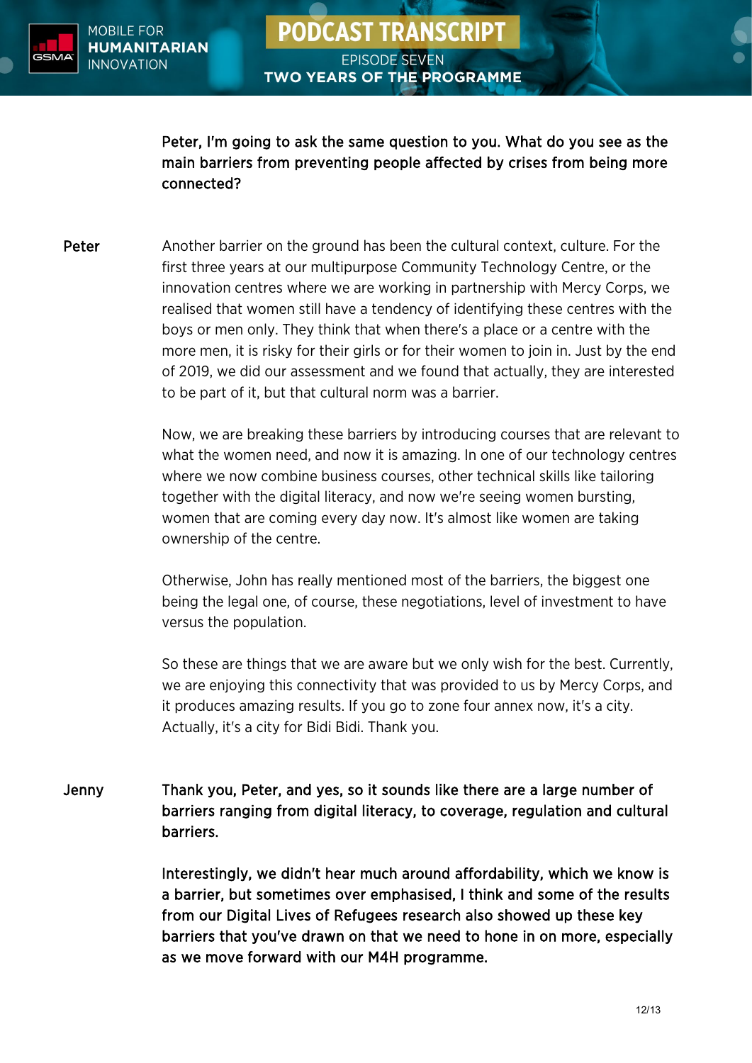**Peter, I'm going to ask the same question to you. What do you see as the main barriers from preventing people affected by crises from being more connected?**

Peter

Another barrier on the ground has been the cultural context, culture. For the first three years at our multipurpose Community Technology Centre, or the innovation centres where we are working in partnership with Mercy Corps, we realised that women still have a tendency of identifying these centres with the boys or men only. They think that when there's a place or a centre with the more men, it is risky for their girls or for their women to join in. Just by the end of 2019, we did our assessment and we found that actually, they are interested to be part of it, but that cultural norm was a barrier.

Now, we are breaking these barriers by introducing courses that are relevant to what the women need, and now it is amazing. In one of our technology centres where we now combine business courses, other technical skills like tailoring together with the digital literacy, and now we're seeing women bursting, women that are coming every day now. It's almost like women are taking ownership of the centre.

Otherwise, John has really mentioned most of the barriers, the biggest one being the legal one, of course, these negotiations, level of investment to have versus the population.

So these are things that we are aware but we only wish for the best. Currently, we are enjoying this connectivity that was provided to us by Mercy Corps, and it produces amazing results. If you go to zone four annex now, it's a city. Actually, it's a city for Bidi Bidi. Thank you.

Jenny

**Thank you, Peter, and yes, so it sounds like there are a large number of barriers ranging from digital literacy, to coverage, regulation and cultural barriers.**

**Interestingly, we didn't hear much around affordability, which we know is a barrier, but sometimes over emphasised, I think and some of the results from our Digital Lives of Refugees research also showed up these key barriers that you've drawn on that we need to hone in on more, especially as we move forward with our M4H programme.**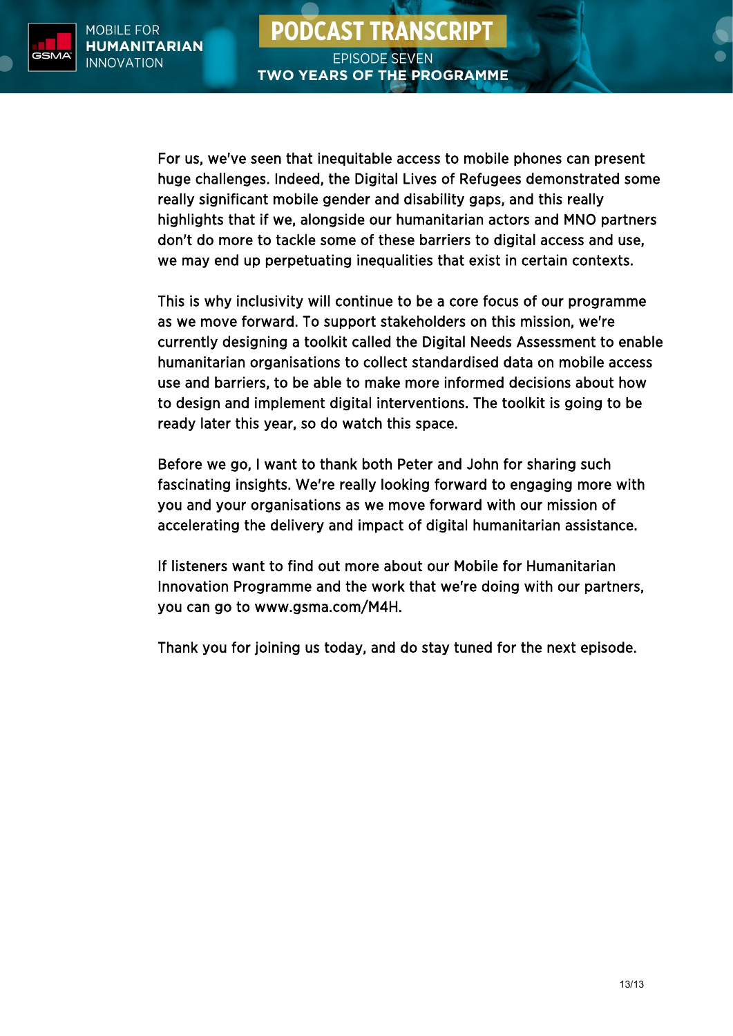For us, we've seen that inequitable access to mobile phones can present huge challenges. Indeed, the Digital Lives of Refugees demonstrated some really significant mobile gender and disability gaps, and this really highlights that if we, alongside our humanitarian actors and MNO partners don't do more to tackle some of these barriers to digital access and use, we may end up perpetuating inequalities that exist in certain contexts.

This is why inclusivity will continue to be a core focus of our programme as we move forward. To support stakeholders on this mission, we're currently designing a toolkit called the Digital Needs Assessment to enable humanitarian organisations to collect standardised data on mobile access use and barriers, to be able to make more informed decisions about how to design and implement digital interventions. The toolkit is going to be ready later this year, so do watch this space.

Before we go, I want to thank both Peter and John for sharing such fascinating insights. We're really looking forward to engaging more with you and your organisations as we move forward with our mission of accelerating the delivery and impact of digital humanitarian assistance.

If listeners want to find out more about our Mobile for Humanitarian Innovation Programme and the work that we're doing with our partners, you can go to www.gsma.com/M4H.

Thank you for joining us today, and do stay tuned for the next episode.